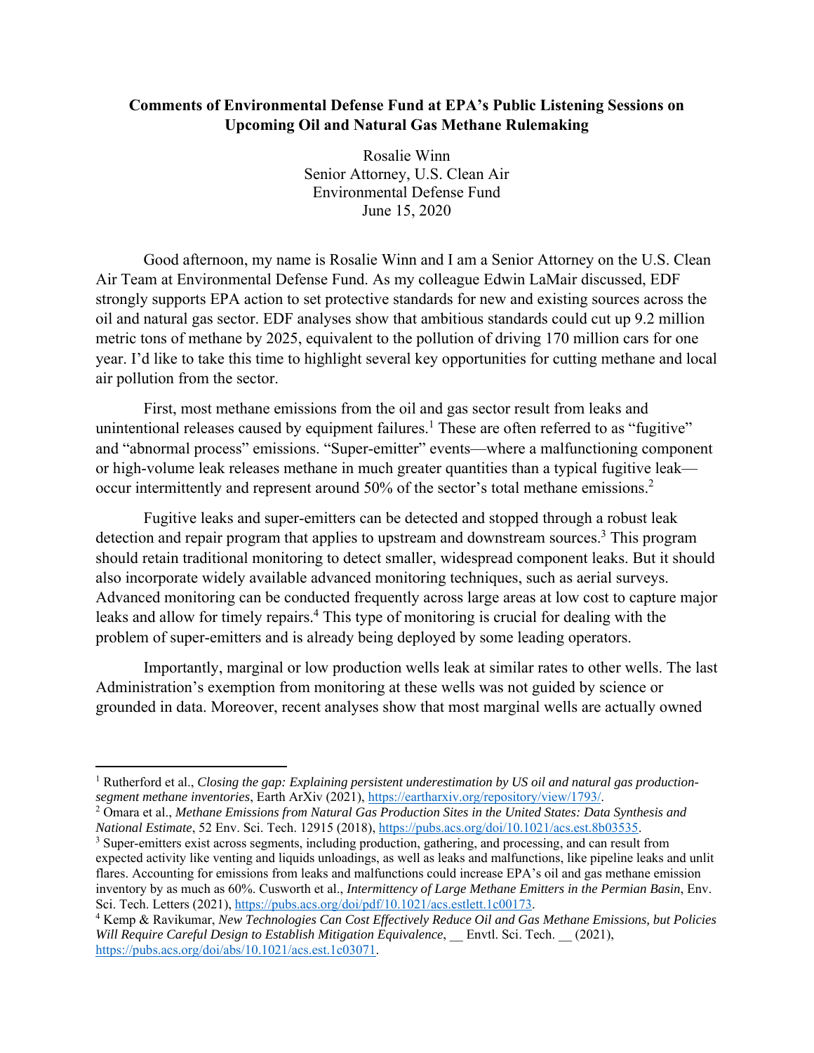**Comments of Environmental Defense Fund at EPA's Public Listening Sessions on Upcoming Oil and Natural Gas Methane Rulemaking**

Rosalie Winn
Senior Attorney, U.S. Clean Air
Environmental Defense Fund
June 15, 2020

Good afternoon, my name is Rosalie Winn and I am a Senior Attorney on the U.S. Clean Air Team at Environmental Defense Fund. As my colleague Edwin LaMair discussed, EDF strongly supports EPA action to set protective standards for new and existing sources across the oil and natural gas sector. EDF analyses show that ambitious standards could cut up 9.2 million metric tons of methane by 2025, equivalent to the pollution of driving 170 million cars for one year. I'd like to take this time to highlight several key opportunities for cutting methane and local air pollution from the sector.

First, most methane emissions from the oil and gas sector result from leaks and unintentional releases caused by equipment failures.[1] These are often referred to as "fugitive" and "abnormal process" emissions. "Super-emitter" events—where a malfunctioning component or high-volume leak releases methane in much greater quantities than a typical fugitive leak—occur intermittently and represent around 50% of the sector's total methane emissions.[2]

Fugitive leaks and super-emitters can be detected and stopped through a robust leak detection and repair program that applies to upstream and downstream sources.[3] This program should retain traditional monitoring to detect smaller, widespread component leaks. But it should also incorporate widely available advanced monitoring techniques, such as aerial surveys. Advanced monitoring can be conducted frequently across large areas at low cost to capture major leaks and allow for timely repairs.[4] This type of monitoring is crucial for dealing with the problem of super-emitters and is already being deployed by some leading operators.

Importantly, marginal or low production wells leak at similar rates to other wells. The last Administration's exemption from monitoring at these wells was not guided by science or grounded in data. Moreover, recent analyses show that most marginal wells are actually owned

---

[1] Rutherford et al., *Closing the gap: Explaining persistent underestimation by US oil and natural gas production-segment methane inventories*, Earth ArXiv (2021), https://eartharxiv.org/repository/view/1793/.

[2] Omara et al., *Methane Emissions from Natural Gas Production Sites in the United States: Data Synthesis and National Estimate*, 52 Env. Sci. Tech. 12915 (2018), https://pubs.acs.org/doi/10.1021/acs.est.8b03535.

[3] Super-emitters exist across segments, including production, gathering, and processing, and can result from expected activity like venting and liquids unloadings, as well as leaks and malfunctions, like pipeline leaks and unlit flares. Accounting for emissions from leaks and malfunctions could increase EPA's oil and gas methane emission inventory by as much as 60%. Cusworth et al., *Intermittency of Large Methane Emitters in the Permian Basin*, Env. Sci. Tech. Letters (2021), https://pubs.acs.org/doi/pdf/10.1021/acs.estlett.1c00173.

[4] Kemp & Ravikumar, *New Technologies Can Cost Effectively Reduce Oil and Gas Methane Emissions, but Policies Will Require Careful Design to Establish Mitigation Equivalence*, __ Envtl. Sci. Tech. __ (2021), https://pubs.acs.org/doi/abs/10.1021/acs.est.1c03071.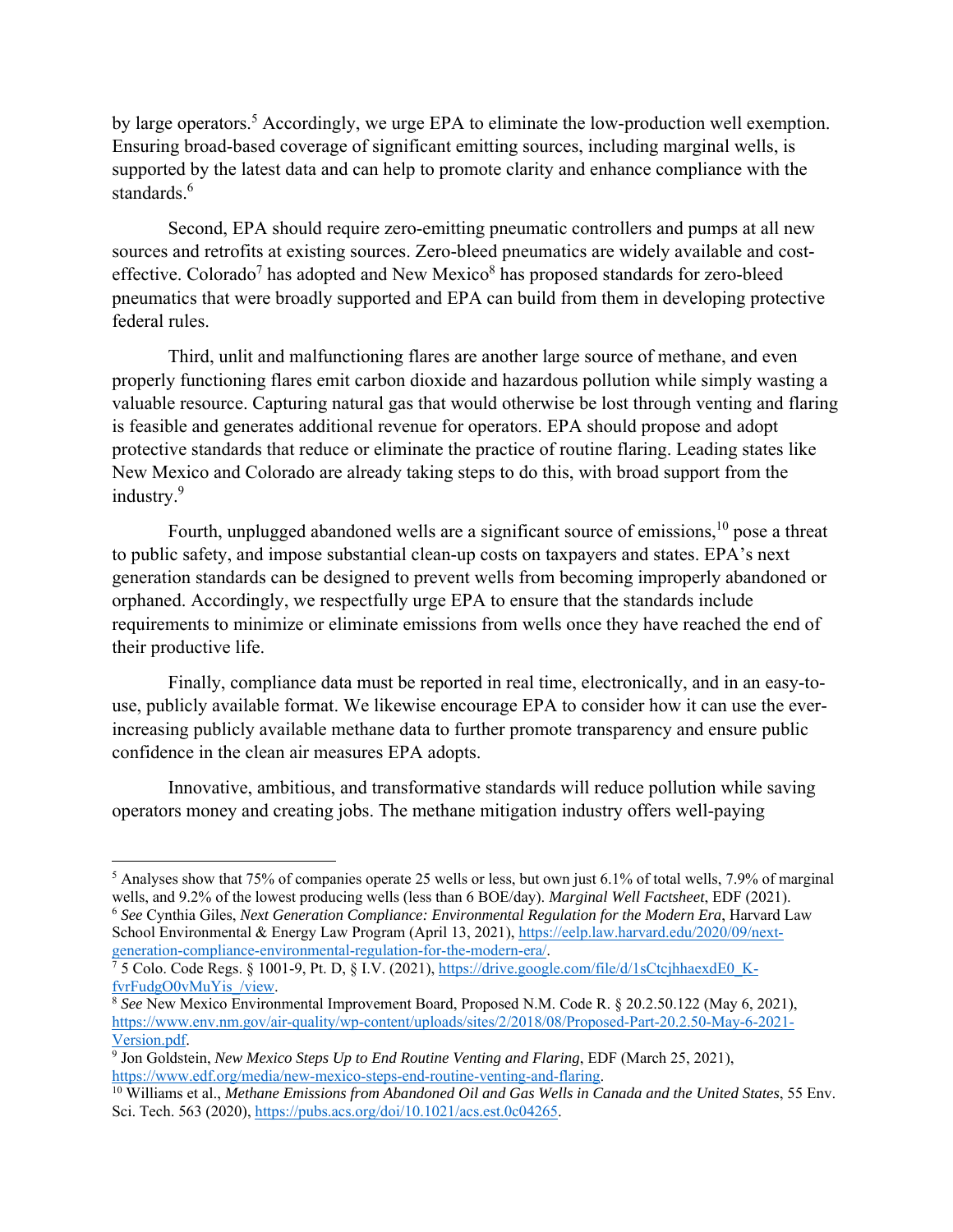by large operators.[5] Accordingly, we urge EPA to eliminate the low-production well exemption. Ensuring broad-based coverage of significant emitting sources, including marginal wells, is supported by the latest data and can help to promote clarity and enhance compliance with the standards.[6]

Second, EPA should require zero-emitting pneumatic controllers and pumps at all new sources and retrofits at existing sources. Zero-bleed pneumatics are widely available and cost-effective. Colorado[7] has adopted and New Mexico[8] has proposed standards for zero-bleed pneumatics that were broadly supported and EPA can build from them in developing protective federal rules.

Third, unlit and malfunctioning flares are another large source of methane, and even properly functioning flares emit carbon dioxide and hazardous pollution while simply wasting a valuable resource. Capturing natural gas that would otherwise be lost through venting and flaring is feasible and generates additional revenue for operators. EPA should propose and adopt protective standards that reduce or eliminate the practice of routine flaring. Leading states like New Mexico and Colorado are already taking steps to do this, with broad support from the industry.[9]

Fourth, unplugged abandoned wells are a significant source of emissions,[10] pose a threat to public safety, and impose substantial clean-up costs on taxpayers and states. EPA's next generation standards can be designed to prevent wells from becoming improperly abandoned or orphaned. Accordingly, we respectfully urge EPA to ensure that the standards include requirements to minimize or eliminate emissions from wells once they have reached the end of their productive life.

Finally, compliance data must be reported in real time, electronically, and in an easy-to-use, publicly available format. We likewise encourage EPA to consider how it can use the ever-increasing publicly available methane data to further promote transparency and ensure public confidence in the clean air measures EPA adopts.

Innovative, ambitious, and transformative standards will reduce pollution while saving operators money and creating jobs. The methane mitigation industry offers well-paying

---

[5] Analyses show that 75% of companies operate 25 wells or less, but own just 6.1% of total wells, 7.9% of marginal wells, and 9.2% of the lowest producing wells (less than 6 BOE/day). *Marginal Well Factsheet*, EDF (2021).

[6] *See* Cynthia Giles, *Next Generation Compliance: Environmental Regulation for the Modern Era*, Harvard Law School Environmental & Energy Law Program (April 13, 2021), https://eelp.law.harvard.edu/2020/09/next-generation-compliance-environmental-regulation-for-the-modern-era/.

[7] 5 Colo. Code Regs. § 1001-9, Pt. D, § I.V. (2021), https://drive.google.com/file/d/1sCtcjhhaexdE0_K-fvrFudgO0vMuYis_/view.

[8] *See* New Mexico Environmental Improvement Board, Proposed N.M. Code R. § 20.2.50.122 (May 6, 2021), https://www.env.nm.gov/air-quality/wp-content/uploads/sites/2/2018/08/Proposed-Part-20.2.50-May-6-2021-Version.pdf.

[9] Jon Goldstein, *New Mexico Steps Up to End Routine Venting and Flaring*, EDF (March 25, 2021), https://www.edf.org/media/new-mexico-steps-end-routine-venting-and-flaring.

[10] Williams et al., *Methane Emissions from Abandoned Oil and Gas Wells in Canada and the United States*, 55 Env. Sci. Tech. 563 (2020), https://pubs.acs.org/doi/10.1021/acs.est.0c04265.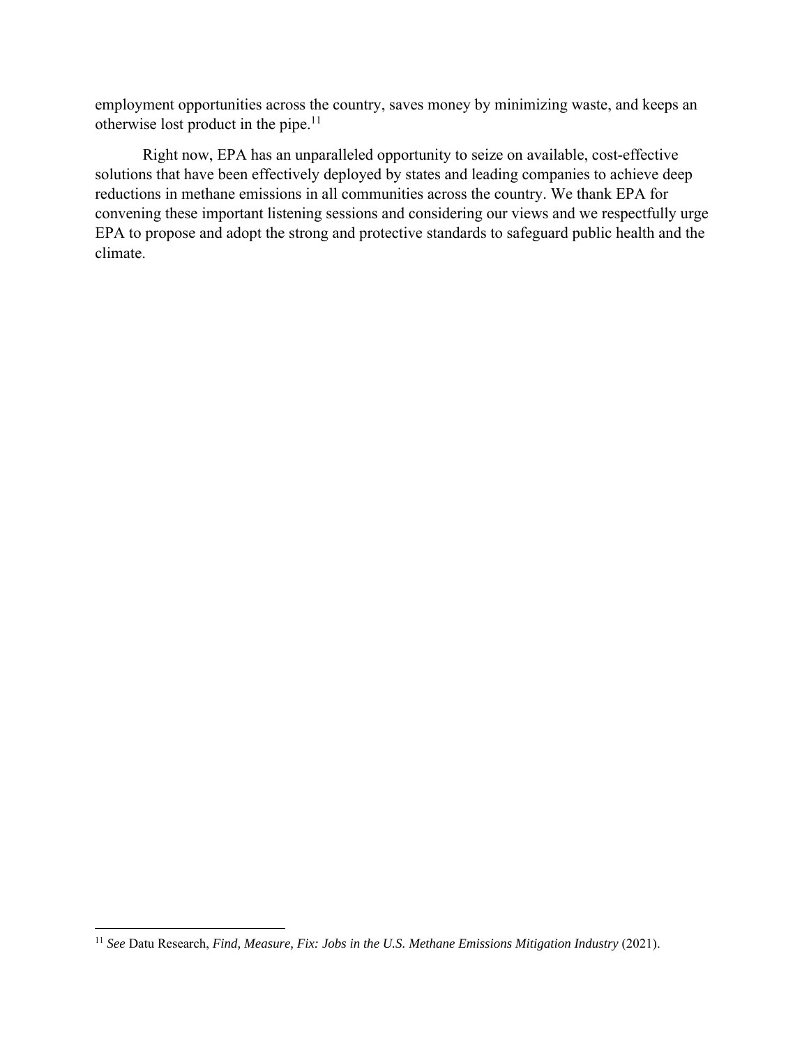employment opportunities across the country, saves money by minimizing waste, and keeps an otherwise lost product in the pipe.[11]

Right now, EPA has an unparalleled opportunity to seize on available, cost-effective solutions that have been effectively deployed by states and leading companies to achieve deep reductions in methane emissions in all communities across the country. We thank EPA for convening these important listening sessions and considering our views and we respectfully urge EPA to propose and adopt the strong and protective standards to safeguard public health and the climate.

---

[11] *See* Datu Research, *Find, Measure, Fix: Jobs in the U.S. Methane Emissions Mitigation Industry* (2021).